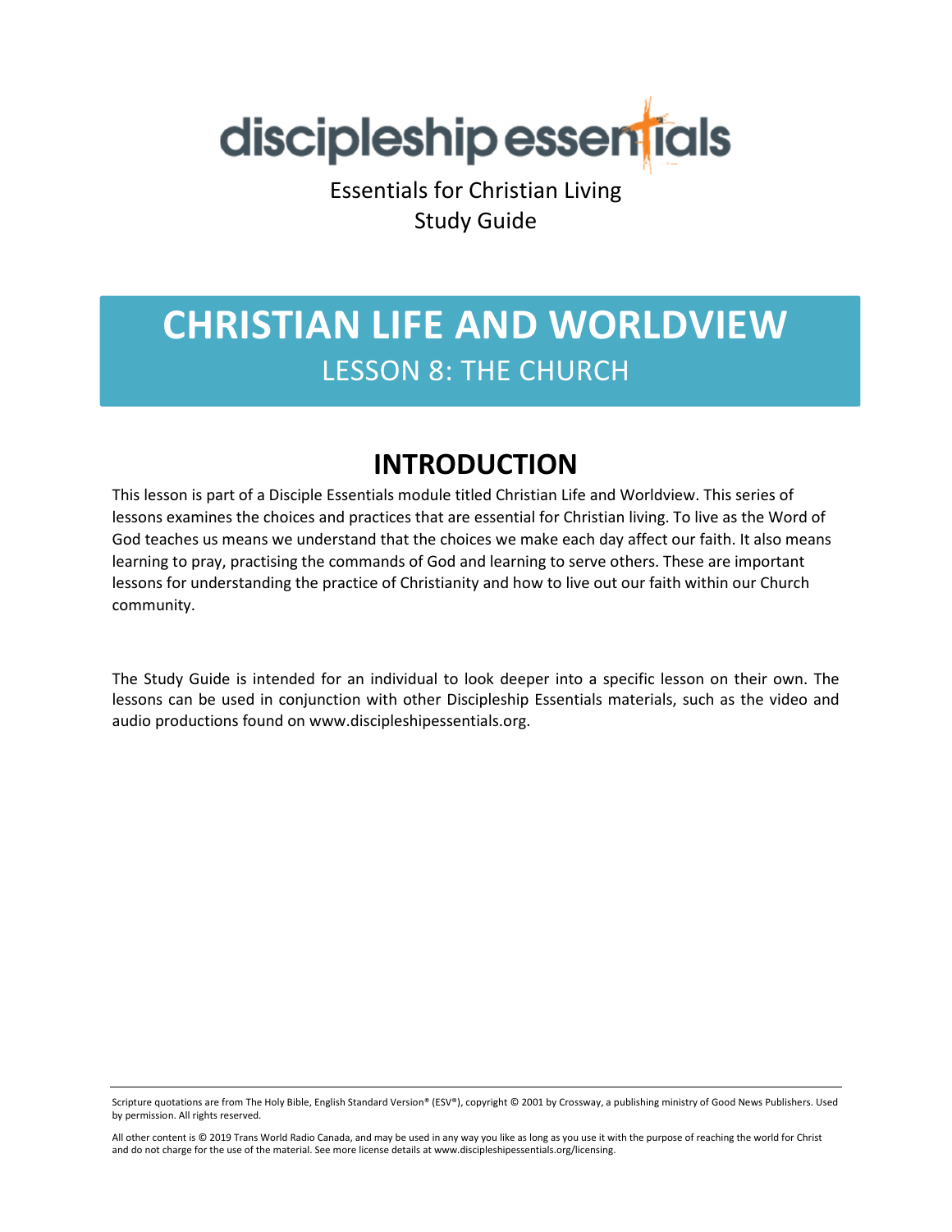# discipleship essentials

Essentials for Christian Living
Study Guide

# CHRISTIAN LIFE AND WORLDVIEW

## LESSON 8: THE CHURCH

## INTRODUCTION

This lesson is part of a Disciple Essentials module titled Christian Life and Worldview. This series of lessons examines the choices and practices that are essential for Christian living. To live as the Word of God teaches us means we understand that the choices we make each day affect our faith. It also means learning to pray, practising the commands of God and learning to serve others. These are important lessons for understanding the practice of Christianity and how to live out our faith within our Church community.

The Study Guide is intended for an individual to look deeper into a specific lesson on their own. The lessons can be used in conjunction with other Discipleship Essentials materials, such as the video and audio productions found on www.discipleshipessentials.org.

Scripture quotations are from The Holy Bible, English Standard Version® (ESV®), copyright © 2001 by Crossway, a publishing ministry of Good News Publishers. Used by permission. All rights reserved.

All other content is © 2019 Trans World Radio Canada, and may be used in any way you like as long as you use it with the purpose of reaching the world for Christ and do not charge for the use of the material. See more license details at www.discipleshipessentials.org/licensing.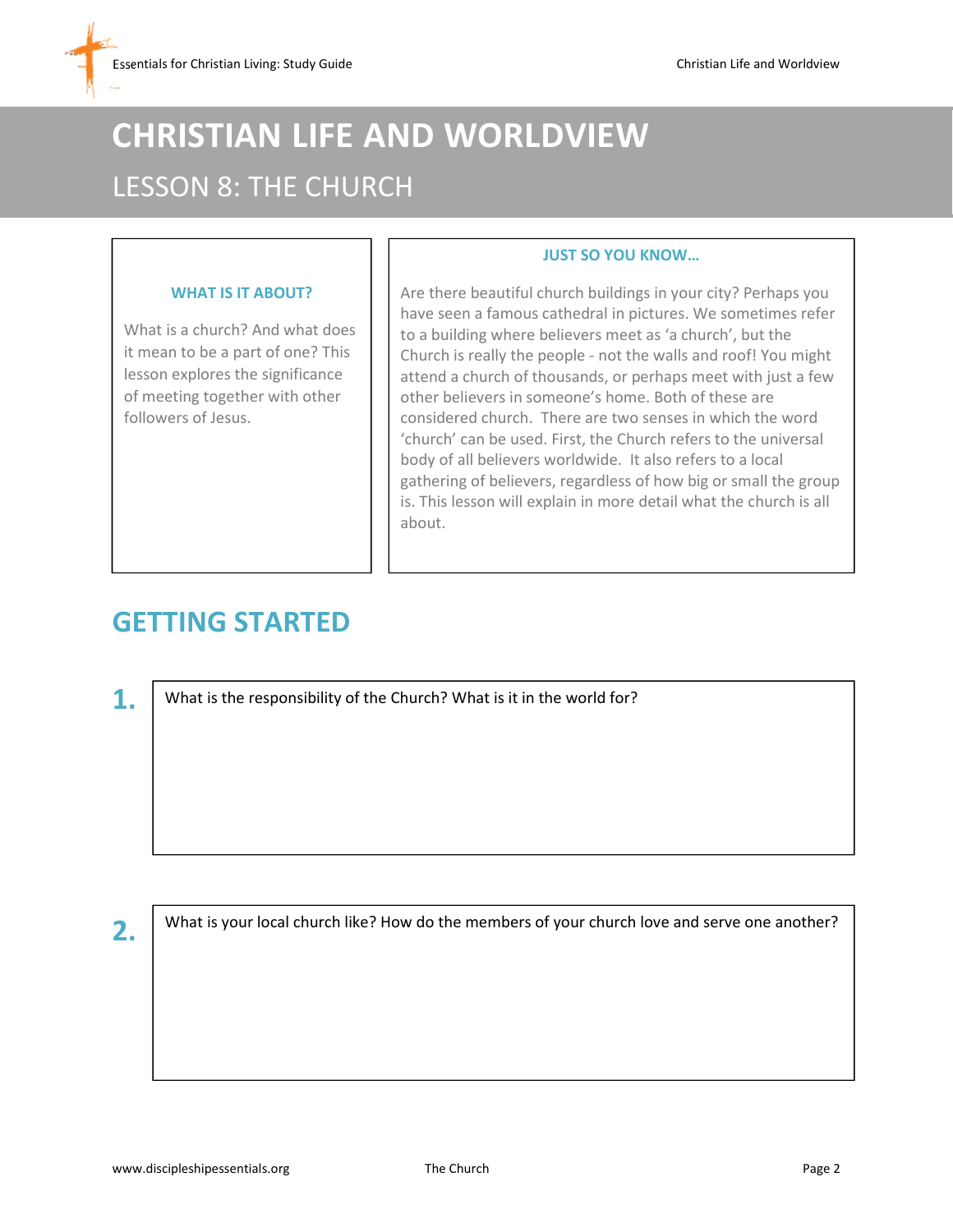# CHRISTIAN LIFE AND WORLDVIEW

## LESSON 8: THE CHURCH

### WHAT IS IT ABOUT?

What is a church? And what does it mean to be a part of one? This lesson explores the significance of meeting together with other followers of Jesus.

### JUST SO YOU KNOW…

Are there beautiful church buildings in your city? Perhaps you have seen a famous cathedral in pictures. We sometimes refer to a building where believers meet as 'a church', but the Church is really the people - not the walls and roof! You might attend a church of thousands, or perhaps meet with just a few other believers in someone's home. Both of these are considered church. There are two senses in which the word 'church' can be used. First, the Church refers to the universal body of all believers worldwide. It also refers to a local gathering of believers, regardless of how big or small the group is. This lesson will explain in more detail what the church is all about.

## GETTING STARTED

**1.** What is the responsibility of the Church? What is it in the world for?

**2.** What is your local church like? How do the members of your church love and serve one another?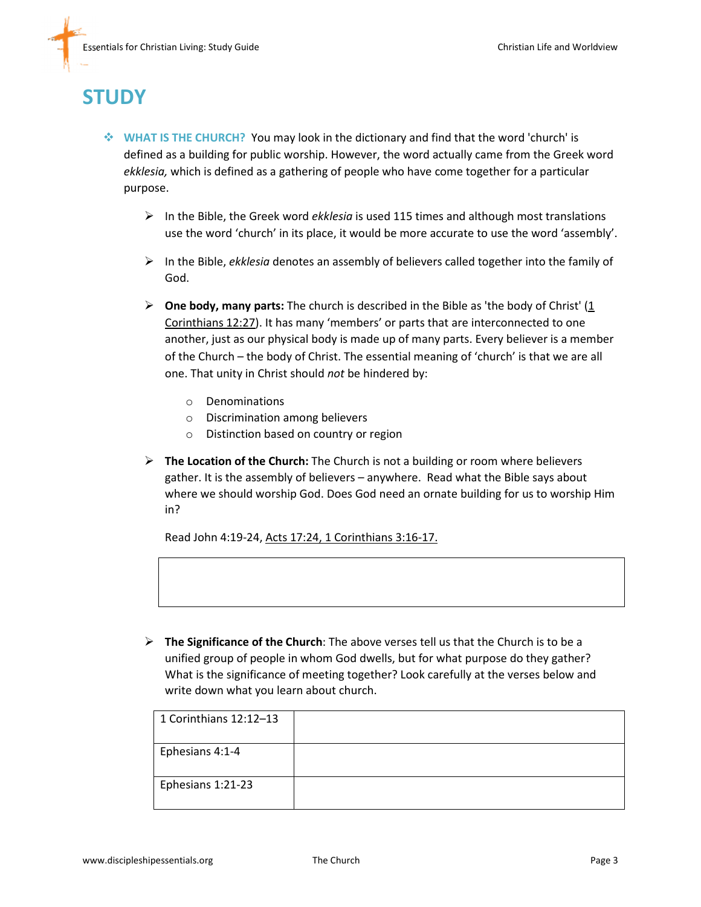# STUDY

- **WHAT IS THE CHURCH?** You may look in the dictionary and find that the word 'church' is defined as a building for public worship. However, the word actually came from the Greek word *ekklesia,* which is defined as a gathering of people who have come together for a particular purpose.

  - In the Bible, the Greek word *ekklesia* is used 115 times and although most translations use the word 'church' in its place, it would be more accurate to use the word 'assembly'.

  - In the Bible, *ekklesia* denotes an assembly of believers called together into the family of God.

  - **One body, many parts:** The church is described in the Bible as 'the body of Christ' (1 Corinthians 12:27). It has many 'members' or parts that are interconnected to one another, just as our physical body is made up of many parts. Every believer is a member of the Church – the body of Christ. The essential meaning of 'church' is that we are all one. That unity in Christ should *not* be hindered by:

    - Denominations
    - Discrimination among believers
    - Distinction based on country or region

  - **The Location of the Church:** The Church is not a building or room where believers gather. It is the assembly of believers – anywhere. Read what the Bible says about where we should worship God. Does God need an ornate building for us to worship Him in?

    Read John 4:19-24, Acts 17:24, 1 Corinthians 3:16-17.

    | |
    |---|
    | |

  - **The Significance of the Church**: The above verses tell us that the Church is to be a unified group of people in whom God dwells, but for what purpose do they gather? What is the significance of meeting together? Look carefully at the verses below and write down what you learn about church.

| | |
|---|---|
| 1 Corinthians 12:12–13 | |
| Ephesians 4:1-4 | |
| Ephesians 1:21-23 | |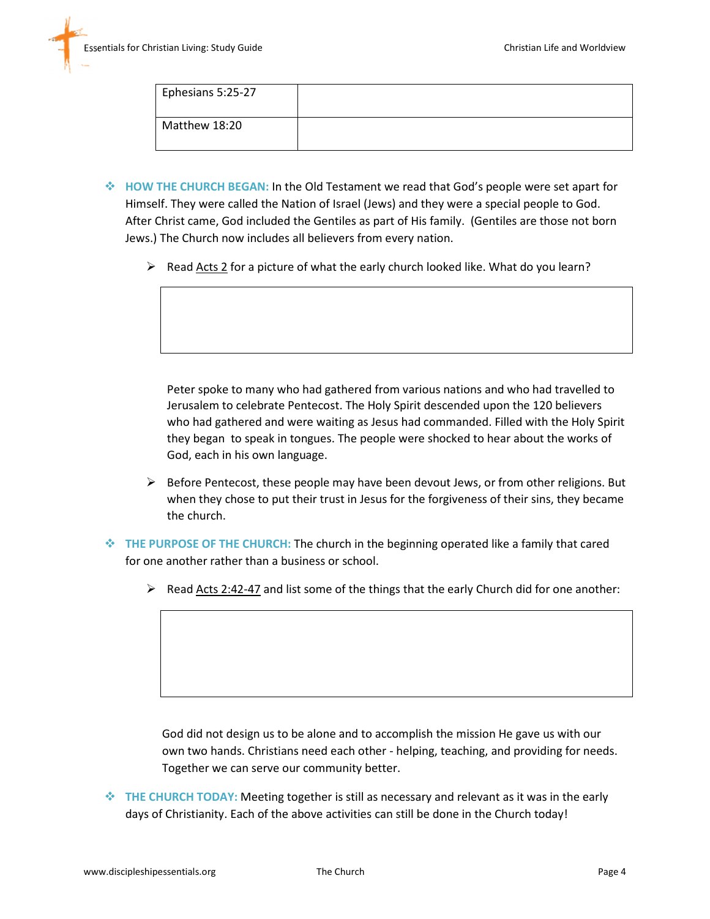| Ephesians 5:25-27 | |
|---|---|
| Matthew 18:20 | |

- **HOW THE CHURCH BEGAN:** In the Old Testament we read that God's people were set apart for Himself. They were called the Nation of Israel (Jews) and they were a special people to God. After Christ came, God included the Gentiles as part of His family. (Gentiles are those not born Jews.) The Church now includes all believers from every nation.

  - Read Acts 2 for a picture of what the early church looked like. What do you learn?

  | |
  |---|
  | |

  Peter spoke to many who had gathered from various nations and who had travelled to Jerusalem to celebrate Pentecost. The Holy Spirit descended upon the 120 believers who had gathered and were waiting as Jesus had commanded. Filled with the Holy Spirit they began to speak in tongues. The people were shocked to hear about the works of God, each in his own language.

  - Before Pentecost, these people may have been devout Jews, or from other religions. But when they chose to put their trust in Jesus for the forgiveness of their sins, they became the church.

- **THE PURPOSE OF THE CHURCH:** The church in the beginning operated like a family that cared for one another rather than a business or school.

  - Read Acts 2:42-47 and list some of the things that the early Church did for one another:

  | |
  |---|
  | |

  God did not design us to be alone and to accomplish the mission He gave us with our own two hands. Christians need each other - helping, teaching, and providing for needs. Together we can serve our community better.

- **THE CHURCH TODAY:** Meeting together is still as necessary and relevant as it was in the early days of Christianity. Each of the above activities can still be done in the Church today!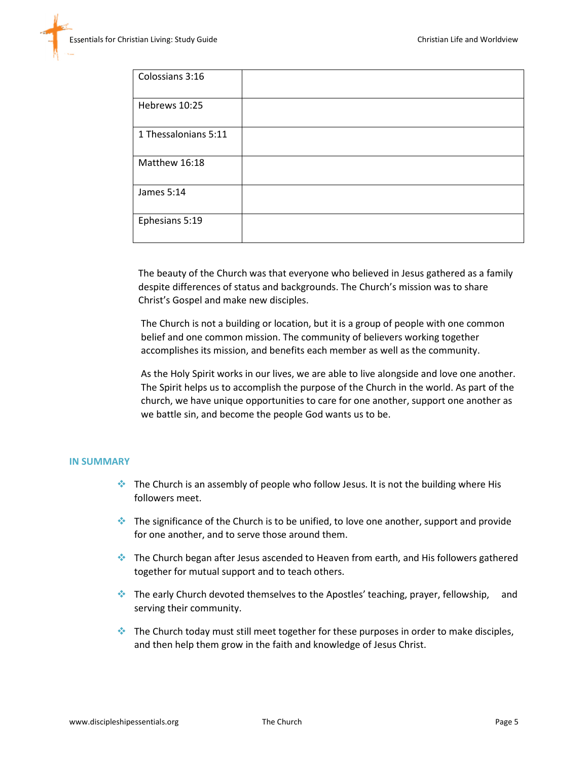| Colossians 3:16 | |
|---|---|
| Hebrews 10:25 | |
| 1 Thessalonians 5:11 | |
| Matthew 16:18 | |
| James 5:14 | |
| Ephesians 5:19 | |

The beauty of the Church was that everyone who believed in Jesus gathered as a family despite differences of status and backgrounds. The Church's mission was to share Christ's Gospel and make new disciples.

The Church is not a building or location, but it is a group of people with one common belief and one common mission. The community of believers working together accomplishes its mission, and benefits each member as well as the community.

As the Holy Spirit works in our lives, we are able to live alongside and love one another. The Spirit helps us to accomplish the purpose of the Church in the world. As part of the church, we have unique opportunities to care for one another, support one another as we battle sin, and become the people God wants us to be.

## IN SUMMARY

- The Church is an assembly of people who follow Jesus. It is not the building where His followers meet.
- The significance of the Church is to be unified, to love one another, support and provide for one another, and to serve those around them.
- The Church began after Jesus ascended to Heaven from earth, and His followers gathered together for mutual support and to teach others.
- The early Church devoted themselves to the Apostles' teaching, prayer, fellowship, and serving their community.
- The Church today must still meet together for these purposes in order to make disciples, and then help them grow in the faith and knowledge of Jesus Christ.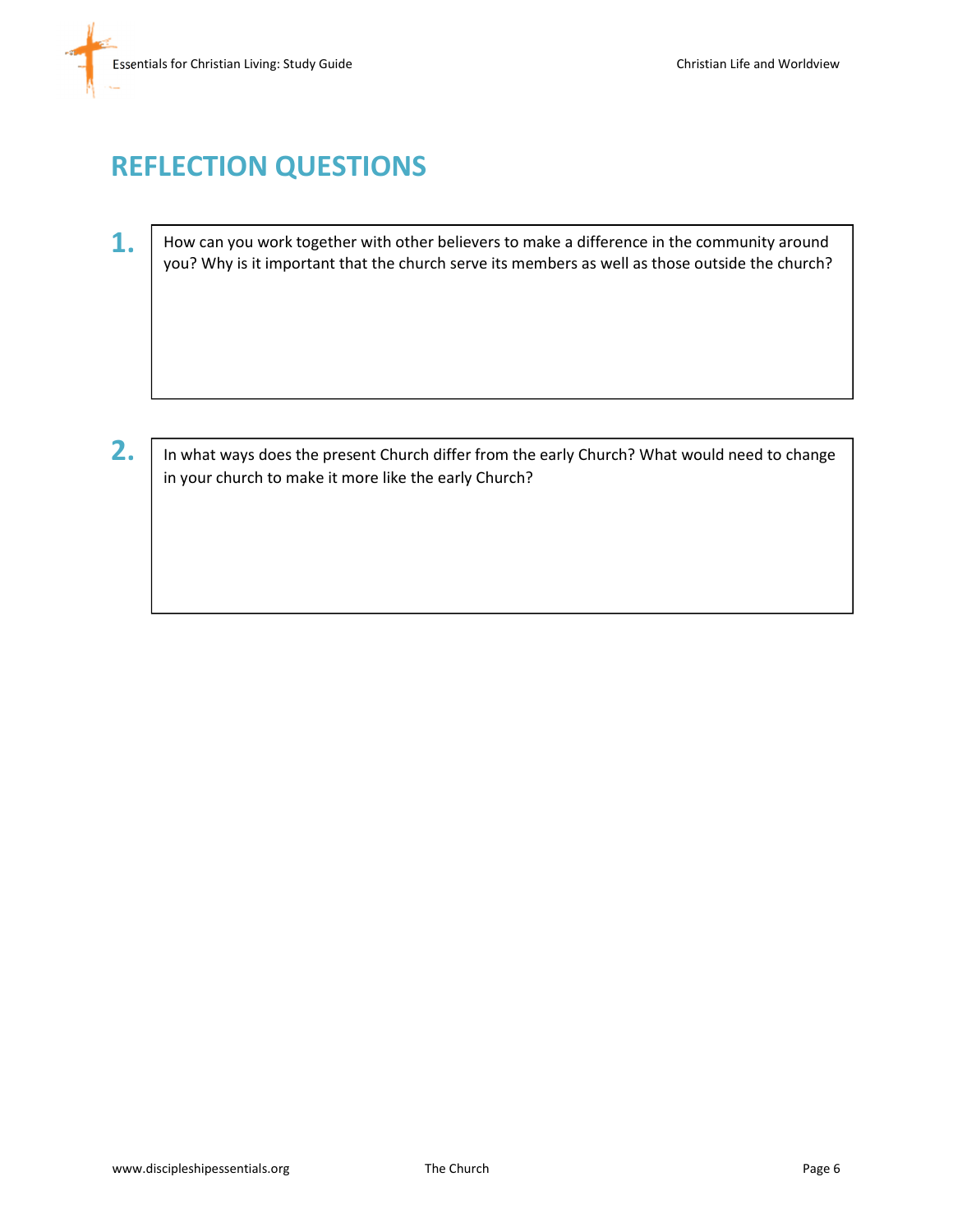## REFLECTION QUESTIONS

1. How can you work together with other believers to make a difference in the community around you? Why is it important that the church serve its members as well as those outside the church?

2. In what ways does the present Church differ from the early Church? What would need to change in your church to make it more like the early Church?